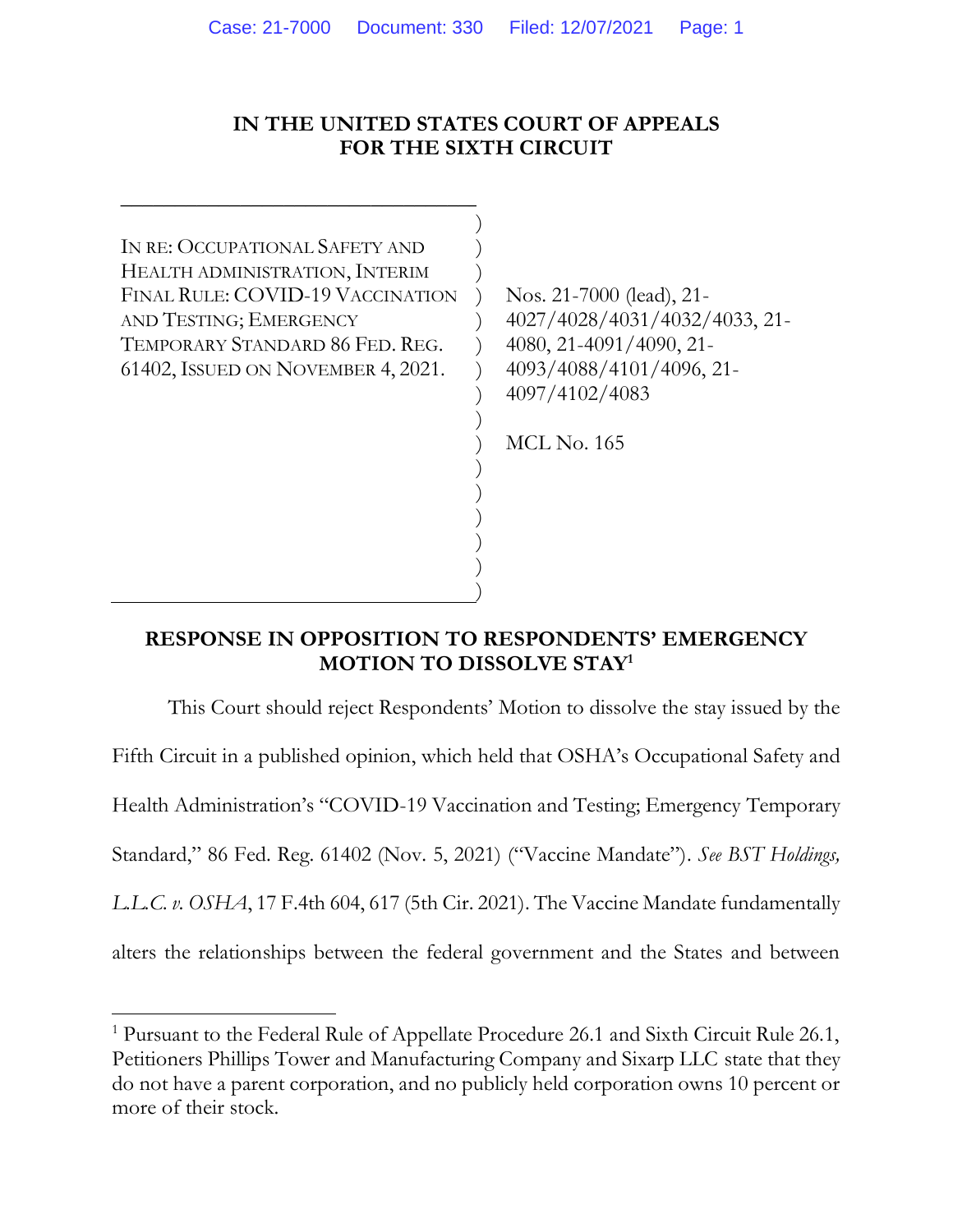**IN THE UNITED STATES COURT OF APPEALS FOR THE SIXTH CIRCUIT**

| | |
|---|---|
| IN RE: OCCUPATIONAL SAFETY AND HEALTH ADMINISTRATION, INTERIM FINAL RULE: COVID-19 VACCINATION AND TESTING; EMERGENCY TEMPORARY STANDARD 86 FED. REG. 61402, ISSUED ON NOVEMBER 4, 2021. | Nos. 21-7000 (lead), 21-4027/4028/4031/4032/4033, 21-4080, 21-4091/4090, 21-4093/4088/4101/4096, 21-4097/4102/4083<br><br>MCL No. 165 |

**RESPONSE IN OPPOSITION TO RESPONDENTS' EMERGENCY MOTION TO DISSOLVE STAY[1]**

This Court should reject Respondents' Motion to dissolve the stay issued by the Fifth Circuit in a published opinion, which held that OSHA's Occupational Safety and Health Administration's "COVID-19 Vaccination and Testing; Emergency Temporary Standard," 86 Fed. Reg. 61402 (Nov. 5, 2021) ("Vaccine Mandate"). *See BST Holdings, L.L.C. v. OSHA*, 17 F.4th 604, 617 (5th Cir. 2021). The Vaccine Mandate fundamentally alters the relationships between the federal government and the States and between

[1] Pursuant to the Federal Rule of Appellate Procedure 26.1 and Sixth Circuit Rule 26.1, Petitioners Phillips Tower and Manufacturing Company and Sixarp LLC state that they do not have a parent corporation, and no publicly held corporation owns 10 percent or more of their stock.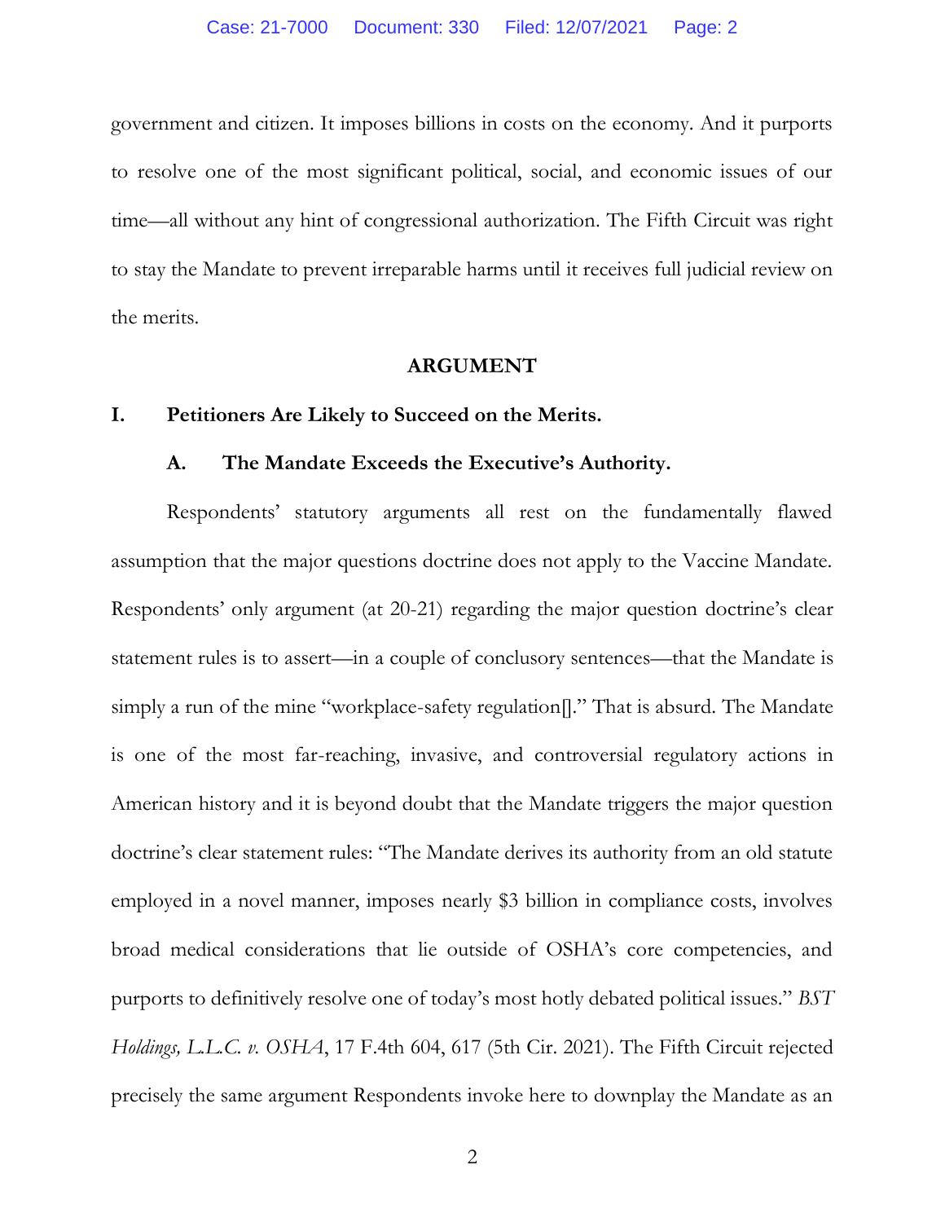government and citizen. It imposes billions in costs on the economy. And it purports to resolve one of the most significant political, social, and economic issues of our time—all without any hint of congressional authorization. The Fifth Circuit was right to stay the Mandate to prevent irreparable harms until it receives full judicial review on the merits.

## ARGUMENT

### I. Petitioners Are Likely to Succeed on the Merits.

#### A. The Mandate Exceeds the Executive's Authority.

Respondents' statutory arguments all rest on the fundamentally flawed assumption that the major questions doctrine does not apply to the Vaccine Mandate. Respondents' only argument (at 20-21) regarding the major question doctrine's clear statement rules is to assert—in a couple of conclusory sentences—that the Mandate is simply a run of the mine "workplace-safety regulation[]." That is absurd. The Mandate is one of the most far-reaching, invasive, and controversial regulatory actions in American history and it is beyond doubt that the Mandate triggers the major question doctrine's clear statement rules: "The Mandate derives its authority from an old statute employed in a novel manner, imposes nearly $3 billion in compliance costs, involves broad medical considerations that lie outside of OSHA's core competencies, and purports to definitively resolve one of today's most hotly debated political issues." *BST Holdings, L.L.C. v. OSHA*, 17 F.4th 604, 617 (5th Cir. 2021). The Fifth Circuit rejected precisely the same argument Respondents invoke here to downplay the Mandate as an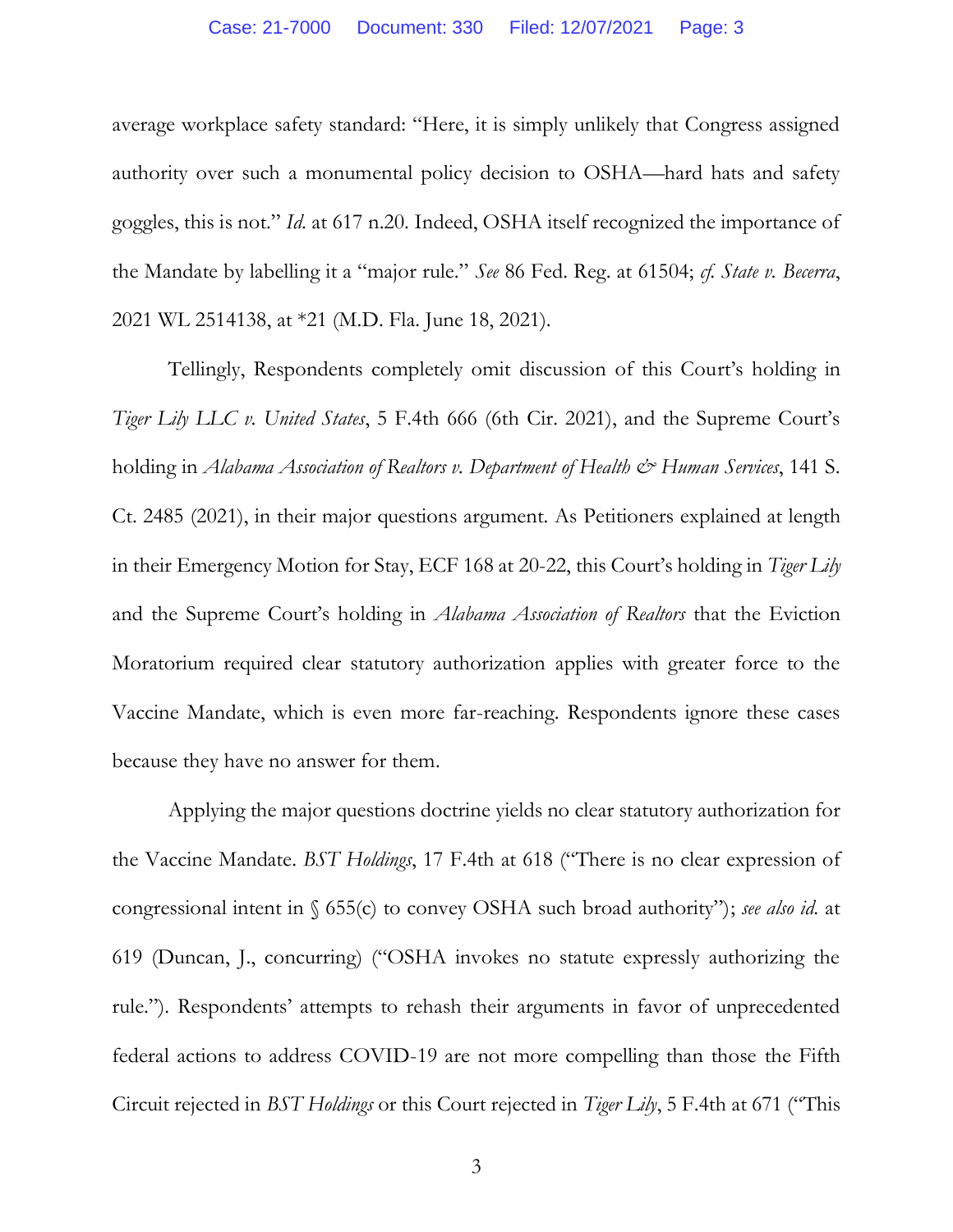average workplace safety standard: "Here, it is simply unlikely that Congress assigned authority over such a monumental policy decision to OSHA—hard hats and safety goggles, this is not." *Id.* at 617 n.20. Indeed, OSHA itself recognized the importance of the Mandate by labelling it a "major rule." *See* 86 Fed. Reg. at 61504; *cf. State v. Becerra*, 2021 WL 2514138, at *21 (M.D. Fla. June 18, 2021).

Tellingly, Respondents completely omit discussion of this Court's holding in *Tiger Lily LLC v. United States*, 5 F.4th 666 (6th Cir. 2021), and the Supreme Court's holding in *Alabama Association of Realtors v. Department of Health & Human Services*, 141 S. Ct. 2485 (2021), in their major questions argument. As Petitioners explained at length in their Emergency Motion for Stay, ECF 168 at 20-22, this Court's holding in *Tiger Lily* and the Supreme Court's holding in *Alabama Association of Realtors* that the Eviction Moratorium required clear statutory authorization applies with greater force to the Vaccine Mandate, which is even more far-reaching. Respondents ignore these cases because they have no answer for them.

Applying the major questions doctrine yields no clear statutory authorization for the Vaccine Mandate. *BST Holdings*, 17 F.4th at 618 ("There is no clear expression of congressional intent in § 655(c) to convey OSHA such broad authority"); *see also id.* at 619 (Duncan, J., concurring) ("OSHA invokes no statute expressly authorizing the rule."). Respondents' attempts to rehash their arguments in favor of unprecedented federal actions to address COVID-19 are not more compelling than those the Fifth Circuit rejected in *BST Holdings* or this Court rejected in *Tiger Lily*, 5 F.4th at 671 ("This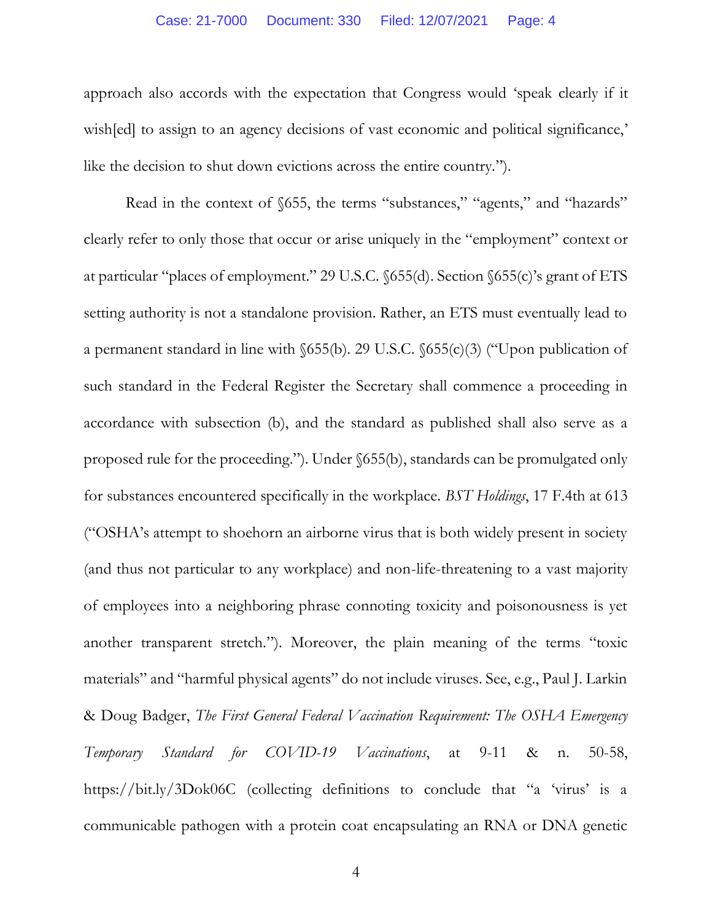approach also accords with the expectation that Congress would 'speak clearly if it wish[ed] to assign to an agency decisions of vast economic and political significance,' like the decision to shut down evictions across the entire country.").

Read in the context of §655, the terms "substances," "agents," and "hazards" clearly refer to only those that occur or arise uniquely in the "employment" context or at particular "places of employment." 29 U.S.C. §655(d). Section §655(c)'s grant of ETS setting authority is not a standalone provision. Rather, an ETS must eventually lead to a permanent standard in line with §655(b). 29 U.S.C. §655(c)(3) ("Upon publication of such standard in the Federal Register the Secretary shall commence a proceeding in accordance with subsection (b), and the standard as published shall also serve as a proposed rule for the proceeding."). Under §655(b), standards can be promulgated only for substances encountered specifically in the workplace. *BST Holdings*, 17 F.4th at 613 ("OSHA's attempt to shoehorn an airborne virus that is both widely present in society (and thus not particular to any workplace) and non-life-threatening to a vast majority of employees into a neighboring phrase connoting toxicity and poisonousness is yet another transparent stretch."). Moreover, the plain meaning of the terms "toxic materials" and "harmful physical agents" do not include viruses. See, e.g., Paul J. Larkin & Doug Badger, *The First General Federal Vaccination Requirement: The OSHA Emergency Temporary Standard for COVID-19 Vaccinations*, at 9-11 & n. 50-58, https://bit.ly/3Dok06C (collecting definitions to conclude that "a 'virus' is a communicable pathogen with a protein coat encapsulating an RNA or DNA genetic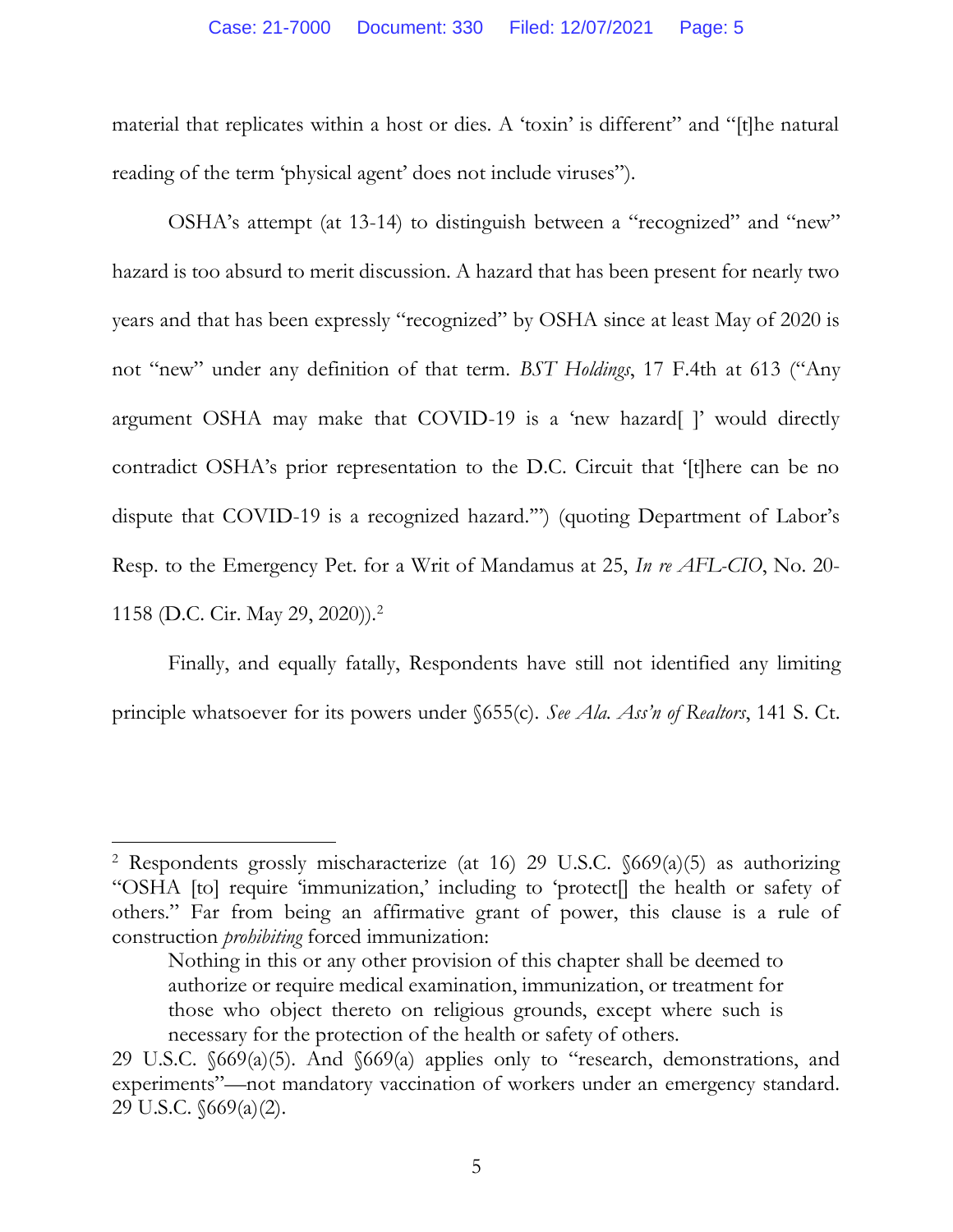material that replicates within a host or dies. A 'toxin' is different" and "[t]he natural reading of the term 'physical agent' does not include viruses").

OSHA's attempt (at 13-14) to distinguish between a "recognized" and "new" hazard is too absurd to merit discussion. A hazard that has been present for nearly two years and that has been expressly "recognized" by OSHA since at least May of 2020 is not "new" under any definition of that term. *BST Holdings*, 17 F.4th at 613 ("Any argument OSHA may make that COVID-19 is a 'new hazard[ ]' would directly contradict OSHA's prior representation to the D.C. Circuit that '[t]here can be no dispute that COVID-19 is a recognized hazard.'") (quoting Department of Labor's Resp. to the Emergency Pet. for a Writ of Mandamus at 25, *In re AFL-CIO*, No. 20-1158 (D.C. Cir. May 29, 2020)).[2]

Finally, and equally fatally, Respondents have still not identified any limiting principle whatsoever for its powers under §655(c). *See Ala. Ass'n of Realtors*, 141 S. Ct.

---

[2] Respondents grossly mischaracterize (at 16) 29 U.S.C. §669(a)(5) as authorizing "OSHA [to] require 'immunization,' including to 'protect[] the health or safety of others." Far from being an affirmative grant of power, this clause is a rule of construction *prohibiting* forced immunization:

> Nothing in this or any other provision of this chapter shall be deemed to authorize or require medical examination, immunization, or treatment for those who object thereto on religious grounds, except where such is necessary for the protection of the health or safety of others.

29 U.S.C. §669(a)(5). And §669(a) applies only to "research, demonstrations, and experiments"—not mandatory vaccination of workers under an emergency standard. 29 U.S.C. §669(a)(2).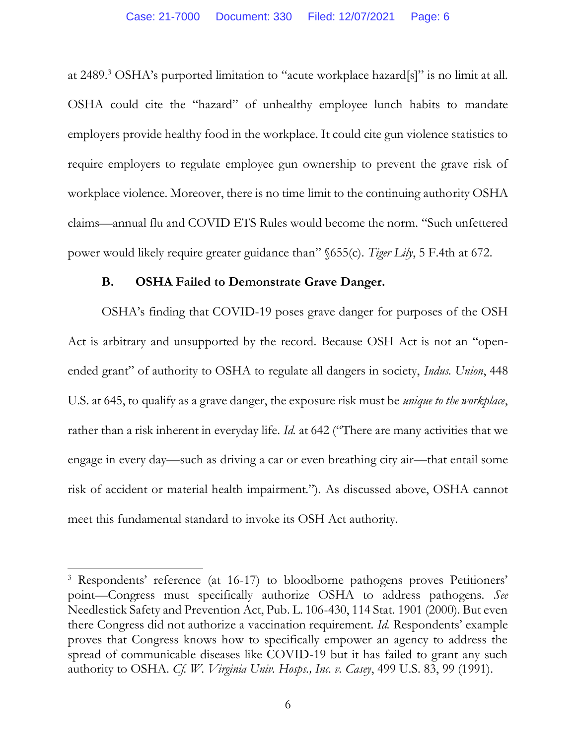at 2489.[3] OSHA's purported limitation to "acute workplace hazard[s]" is no limit at all. OSHA could cite the "hazard" of unhealthy employee lunch habits to mandate employers provide healthy food in the workplace. It could cite gun violence statistics to require employers to regulate employee gun ownership to prevent the grave risk of workplace violence. Moreover, there is no time limit to the continuing authority OSHA claims—annual flu and COVID ETS Rules would become the norm. "Such unfettered power would likely require greater guidance than" §655(c). *Tiger Lily*, 5 F.4th at 672.

### B. OSHA Failed to Demonstrate Grave Danger.

OSHA's finding that COVID-19 poses grave danger for purposes of the OSH Act is arbitrary and unsupported by the record. Because OSH Act is not an "open-ended grant" of authority to OSHA to regulate all dangers in society, *Indus. Union*, 448 U.S. at 645, to qualify as a grave danger, the exposure risk must be *unique to the workplace*, rather than a risk inherent in everyday life. *Id.* at 642 ("There are many activities that we engage in every day—such as driving a car or even breathing city air—that entail some risk of accident or material health impairment."). As discussed above, OSHA cannot meet this fundamental standard to invoke its OSH Act authority.

---

[3] Respondents' reference (at 16-17) to bloodborne pathogens proves Petitioners' point—Congress must specifically authorize OSHA to address pathogens. *See* Needlestick Safety and Prevention Act, Pub. L. 106-430, 114 Stat. 1901 (2000). But even there Congress did not authorize a vaccination requirement. *Id.* Respondents' example proves that Congress knows how to specifically empower an agency to address the spread of communicable diseases like COVID-19 but it has failed to grant any such authority to OSHA. *Cf. W. Virginia Univ. Hosps., Inc. v. Casey*, 499 U.S. 83, 99 (1991).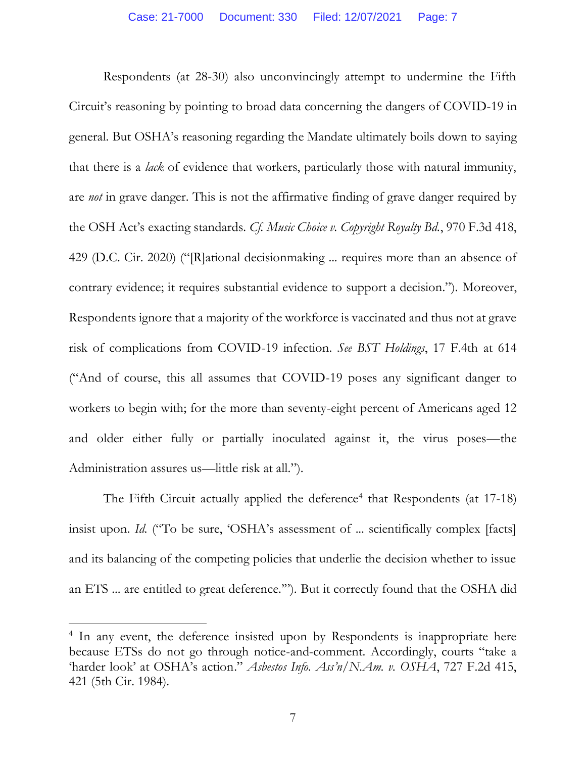Respondents (at 28-30) also unconvincingly attempt to undermine the Fifth Circuit's reasoning by pointing to broad data concerning the dangers of COVID-19 in general. But OSHA's reasoning regarding the Mandate ultimately boils down to saying that there is a *lack* of evidence that workers, particularly those with natural immunity, are *not* in grave danger. This is not the affirmative finding of grave danger required by the OSH Act's exacting standards. *Cf. Music Choice v. Copyright Royalty Bd.*, 970 F.3d 418, 429 (D.C. Cir. 2020) ("[R]ational decisionmaking ... requires more than an absence of contrary evidence; it requires substantial evidence to support a decision."). Moreover, Respondents ignore that a majority of the workforce is vaccinated and thus not at grave risk of complications from COVID-19 infection. *See BST Holdings*, 17 F.4th at 614 ("And of course, this all assumes that COVID-19 poses any significant danger to workers to begin with; for the more than seventy-eight percent of Americans aged 12 and older either fully or partially inoculated against it, the virus poses—the Administration assures us—little risk at all.").

The Fifth Circuit actually applied the deference[4] that Respondents (at 17-18) insist upon. *Id.* ("To be sure, 'OSHA's assessment of ... scientifically complex [facts] and its balancing of the competing policies that underlie the decision whether to issue an ETS ... are entitled to great deference.'"). But it correctly found that the OSHA did

[4] In any event, the deference insisted upon by Respondents is inappropriate here because ETSs do not go through notice-and-comment. Accordingly, courts "take a 'harder look' at OSHA's action." *Asbestos Info. Ass'n/N.Am. v. OSHA*, 727 F.2d 415, 421 (5th Cir. 1984).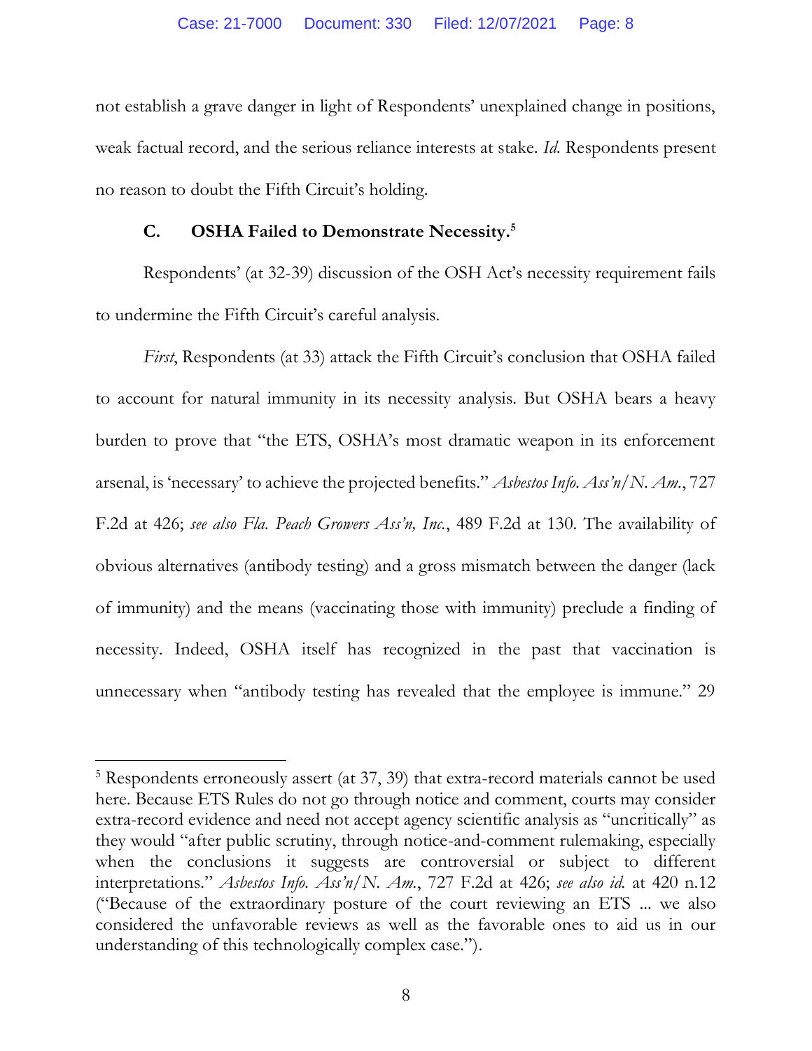not establish a grave danger in light of Respondents' unexplained change in positions, weak factual record, and the serious reliance interests at stake. *Id.* Respondents present no reason to doubt the Fifth Circuit's holding.

### C. OSHA Failed to Demonstrate Necessity.[5]

Respondents' (at 32-39) discussion of the OSH Act's necessity requirement fails to undermine the Fifth Circuit's careful analysis.

*First*, Respondents (at 33) attack the Fifth Circuit's conclusion that OSHA failed to account for natural immunity in its necessity analysis. But OSHA bears a heavy burden to prove that "the ETS, OSHA's most dramatic weapon in its enforcement arsenal, is 'necessary' to achieve the projected benefits." *Asbestos Info. Ass'n/N. Am.*, 727 F.2d at 426; *see also Fla. Peach Growers Ass'n, Inc.*, 489 F.2d at 130. The availability of obvious alternatives (antibody testing) and a gross mismatch between the danger (lack of immunity) and the means (vaccinating those with immunity) preclude a finding of necessity. Indeed, OSHA itself has recognized in the past that vaccination is unnecessary when "antibody testing has revealed that the employee is immune." 29

---

[5] Respondents erroneously assert (at 37, 39) that extra-record materials cannot be used here. Because ETS Rules do not go through notice and comment, courts may consider extra-record evidence and need not accept agency scientific analysis as "uncritically" as they would "after public scrutiny, through notice-and-comment rulemaking, especially when the conclusions it suggests are controversial or subject to different interpretations." *Asbestos Info. Ass'n/N. Am.*, 727 F.2d at 426; *see also id.* at 420 n.12 ("Because of the extraordinary posture of the court reviewing an ETS ... we also considered the unfavorable reviews as well as the favorable ones to aid us in our understanding of this technologically complex case.").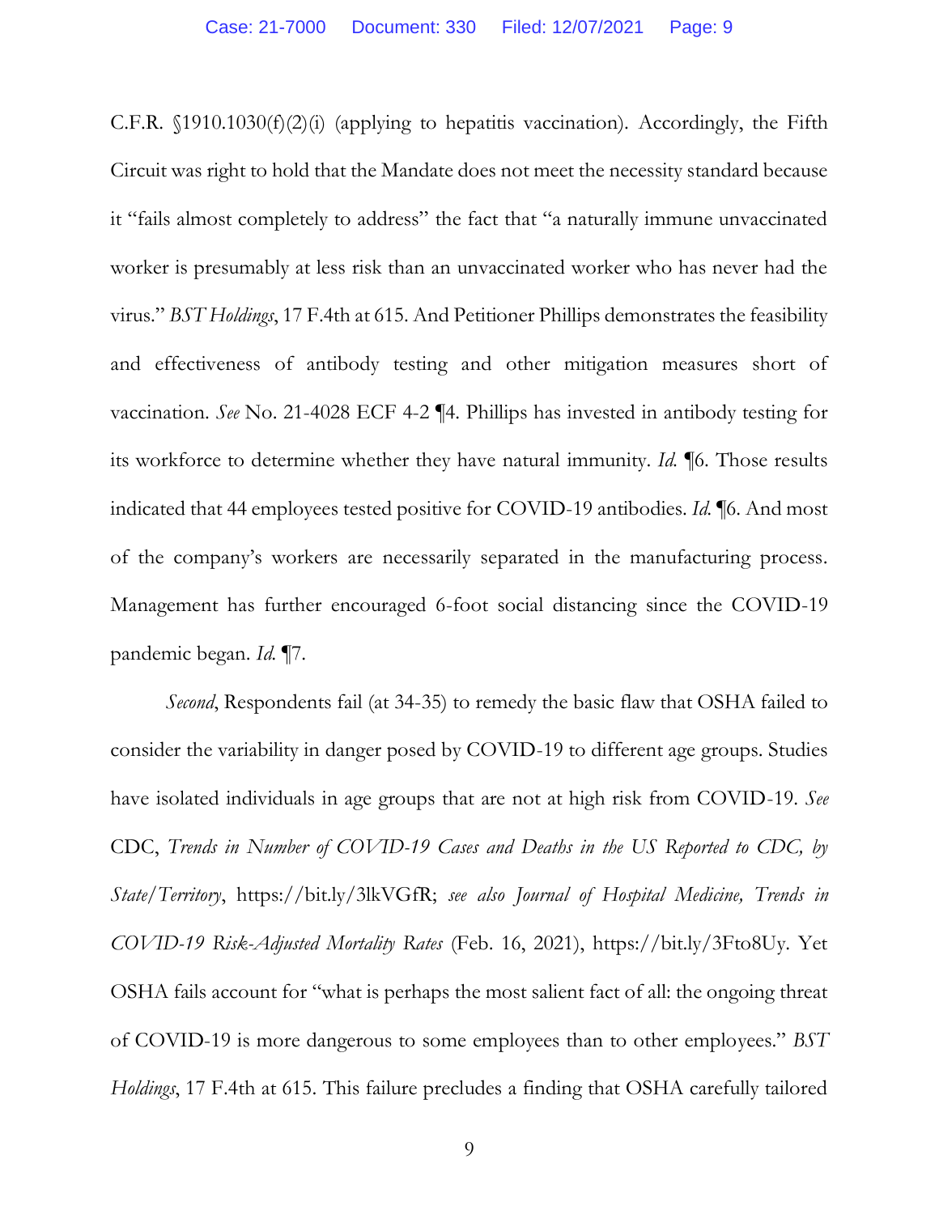C.F.R. §1910.1030(f)(2)(i) (applying to hepatitis vaccination). Accordingly, the Fifth Circuit was right to hold that the Mandate does not meet the necessity standard because it "fails almost completely to address" the fact that "a naturally immune unvaccinated worker is presumably at less risk than an unvaccinated worker who has never had the virus." *BST Holdings*, 17 F.4th at 615. And Petitioner Phillips demonstrates the feasibility and effectiveness of antibody testing and other mitigation measures short of vaccination. *See* No. 21-4028 ECF 4-2 ¶4. Phillips has invested in antibody testing for its workforce to determine whether they have natural immunity. *Id.* ¶6. Those results indicated that 44 employees tested positive for COVID-19 antibodies. *Id.* ¶6. And most of the company's workers are necessarily separated in the manufacturing process. Management has further encouraged 6-foot social distancing since the COVID-19 pandemic began. *Id.* ¶7.

*Second*, Respondents fail (at 34-35) to remedy the basic flaw that OSHA failed to consider the variability in danger posed by COVID-19 to different age groups. Studies have isolated individuals in age groups that are not at high risk from COVID-19. *See* CDC, *Trends in Number of COVID-19 Cases and Deaths in the US Reported to CDC, by State/Territory*, https://bit.ly/3lkVGfR; *see also Journal of Hospital Medicine, Trends in COVID-19 Risk-Adjusted Mortality Rates* (Feb. 16, 2021), https://bit.ly/3Fto8Uy. Yet OSHA fails account for "what is perhaps the most salient fact of all: the ongoing threat of COVID-19 is more dangerous to some employees than to other employees." *BST Holdings*, 17 F.4th at 615. This failure precludes a finding that OSHA carefully tailored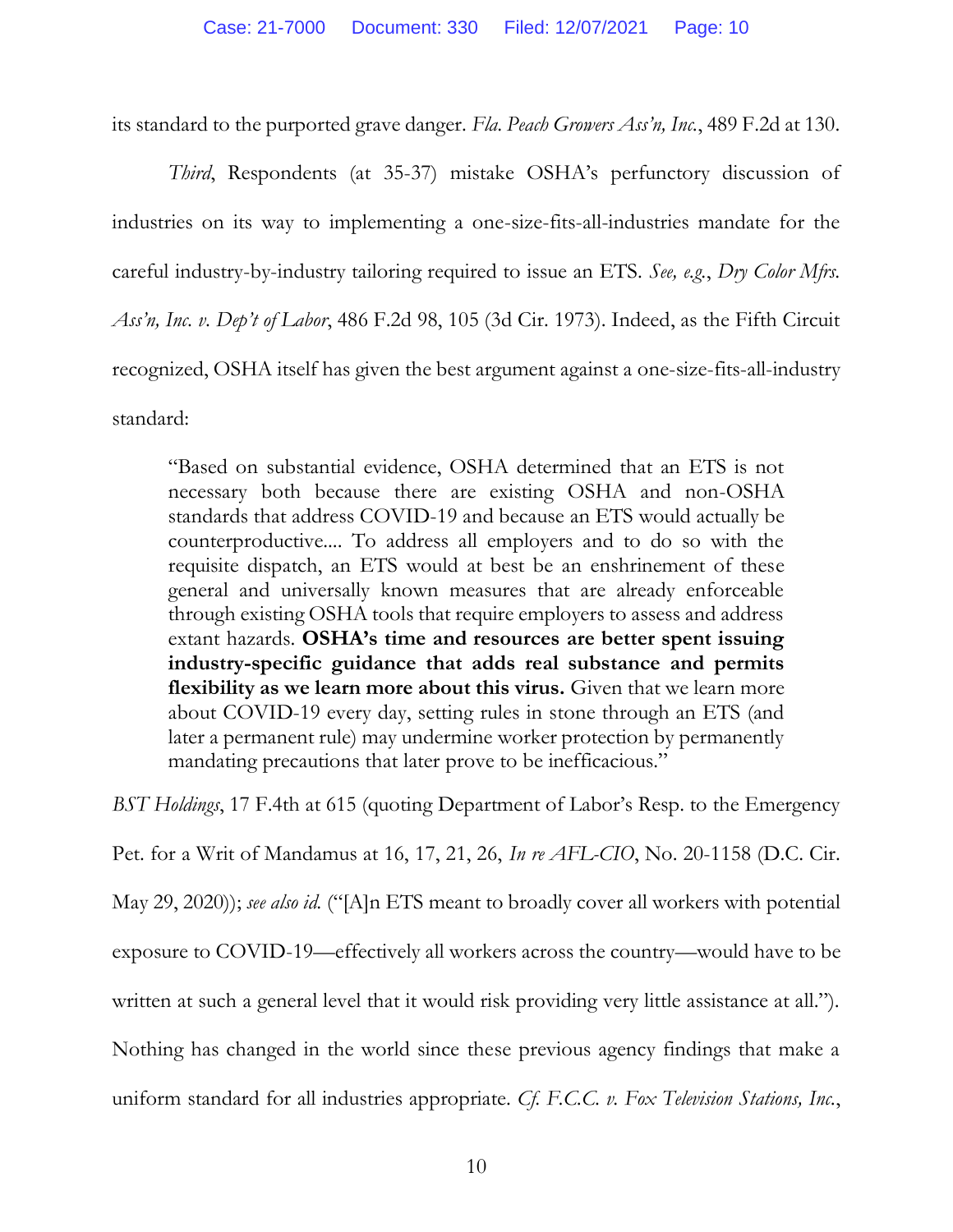its standard to the purported grave danger. *Fla. Peach Growers Ass'n, Inc.*, 489 F.2d at 130.

*Third*, Respondents (at 35-37) mistake OSHA's perfunctory discussion of industries on its way to implementing a one-size-fits-all-industries mandate for the careful industry-by-industry tailoring required to issue an ETS. *See, e.g.*, *Dry Color Mfrs. Ass'n, Inc. v. Dep't of Labor*, 486 F.2d 98, 105 (3d Cir. 1973). Indeed, as the Fifth Circuit recognized, OSHA itself has given the best argument against a one-size-fits-all-industry standard:

> "Based on substantial evidence, OSHA determined that an ETS is not necessary both because there are existing OSHA and non-OSHA standards that address COVID-19 and because an ETS would actually be counterproductive.... To address all employers and to do so with the requisite dispatch, an ETS would at best be an enshrinement of these general and universally known measures that are already enforceable through existing OSHA tools that require employers to assess and address extant hazards. **OSHA's time and resources are better spent issuing industry-specific guidance that adds real substance and permits flexibility as we learn more about this virus.** Given that we learn more about COVID-19 every day, setting rules in stone through an ETS (and later a permanent rule) may undermine worker protection by permanently mandating precautions that later prove to be inefficacious."

*BST Holdings*, 17 F.4th at 615 (quoting Department of Labor's Resp. to the Emergency Pet. for a Writ of Mandamus at 16, 17, 21, 26, *In re AFL-CIO*, No. 20-1158 (D.C. Cir. May 29, 2020)); *see also id.* ("[A]n ETS meant to broadly cover all workers with potential exposure to COVID-19—effectively all workers across the country—would have to be written at such a general level that it would risk providing very little assistance at all."). Nothing has changed in the world since these previous agency findings that make a uniform standard for all industries appropriate. *Cf. F.C.C. v. Fox Television Stations, Inc.*,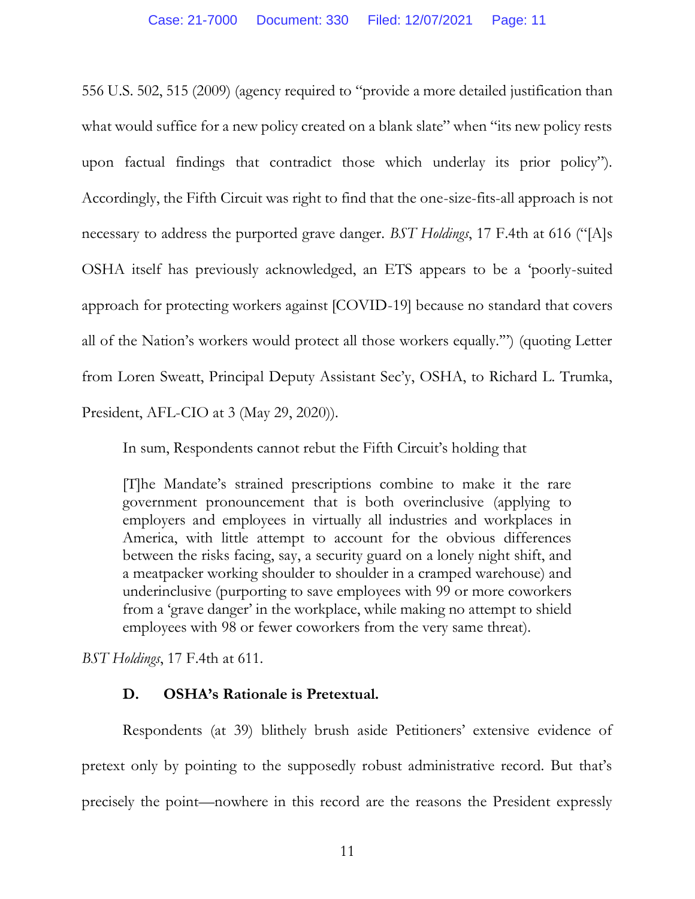556 U.S. 502, 515 (2009) (agency required to "provide a more detailed justification than what would suffice for a new policy created on a blank slate" when "its new policy rests upon factual findings that contradict those which underlay its prior policy"). Accordingly, the Fifth Circuit was right to find that the one-size-fits-all approach is not necessary to address the purported grave danger. *BST Holdings*, 17 F.4th at 616 ("[A]s OSHA itself has previously acknowledged, an ETS appears to be a 'poorly-suited approach for protecting workers against [COVID-19] because no standard that covers all of the Nation's workers would protect all those workers equally.'") (quoting Letter from Loren Sweatt, Principal Deputy Assistant Sec'y, OSHA, to Richard L. Trumka, President, AFL-CIO at 3 (May 29, 2020)).

In sum, Respondents cannot rebut the Fifth Circuit's holding that

> [T]he Mandate's strained prescriptions combine to make it the rare government pronouncement that is both overinclusive (applying to employers and employees in virtually all industries and workplaces in America, with little attempt to account for the obvious differences between the risks facing, say, a security guard on a lonely night shift, and a meatpacker working shoulder to shoulder in a cramped warehouse) and underinclusive (purporting to save employees with 99 or more coworkers from a 'grave danger' in the workplace, while making no attempt to shield employees with 98 or fewer coworkers from the very same threat).

*BST Holdings*, 17 F.4th at 611.

### D. OSHA's Rationale is Pretextual.

Respondents (at 39) blithely brush aside Petitioners' extensive evidence of pretext only by pointing to the supposedly robust administrative record. But that's precisely the point—nowhere in this record are the reasons the President expressly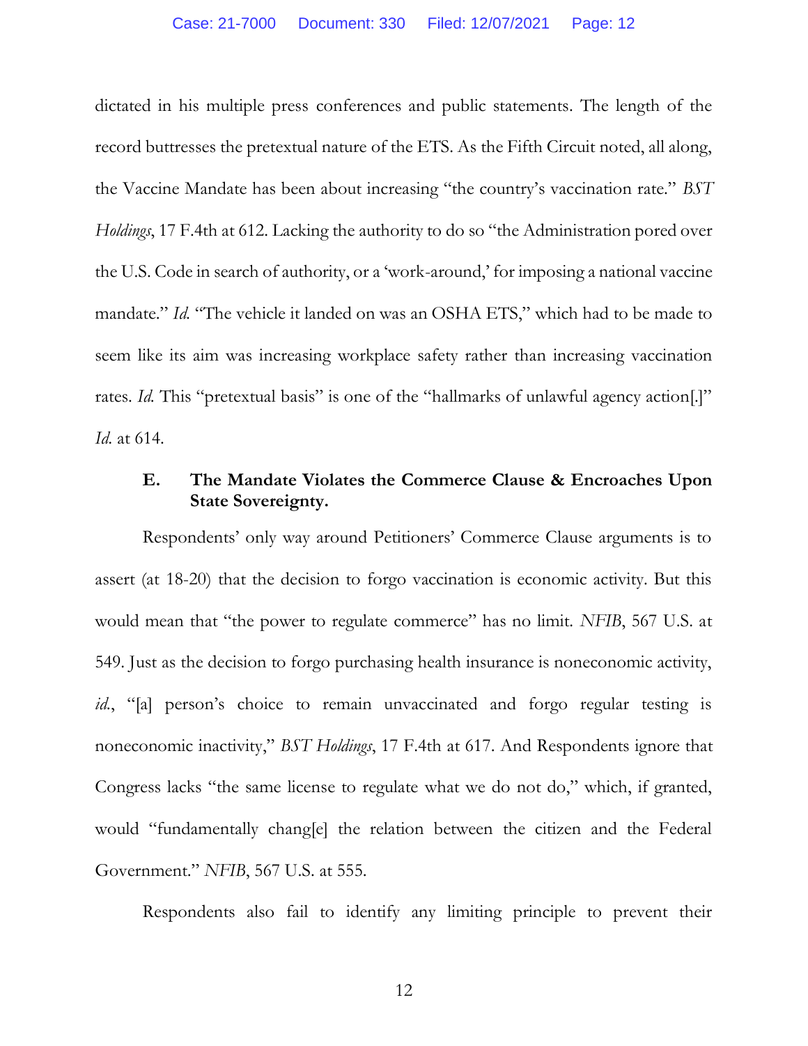dictated in his multiple press conferences and public statements. The length of the record buttresses the pretextual nature of the ETS. As the Fifth Circuit noted, all along, the Vaccine Mandate has been about increasing "the country's vaccination rate." *BST Holdings*, 17 F.4th at 612. Lacking the authority to do so "the Administration pored over the U.S. Code in search of authority, or a 'work-around,' for imposing a national vaccine mandate." *Id.* "The vehicle it landed on was an OSHA ETS," which had to be made to seem like its aim was increasing workplace safety rather than increasing vaccination rates. *Id.* This "pretextual basis" is one of the "hallmarks of unlawful agency action[.]" *Id.* at 614.

### E. The Mandate Violates the Commerce Clause & Encroaches Upon State Sovereignty.

Respondents' only way around Petitioners' Commerce Clause arguments is to assert (at 18-20) that the decision to forgo vaccination is economic activity. But this would mean that "the power to regulate commerce" has no limit. *NFIB*, 567 U.S. at 549. Just as the decision to forgo purchasing health insurance is noneconomic activity, *id.*, "[a] person's choice to remain unvaccinated and forgo regular testing is noneconomic inactivity," *BST Holdings*, 17 F.4th at 617. And Respondents ignore that Congress lacks "the same license to regulate what we do not do," which, if granted, would "fundamentally chang[e] the relation between the citizen and the Federal Government." *NFIB*, 567 U.S. at 555.

Respondents also fail to identify any limiting principle to prevent their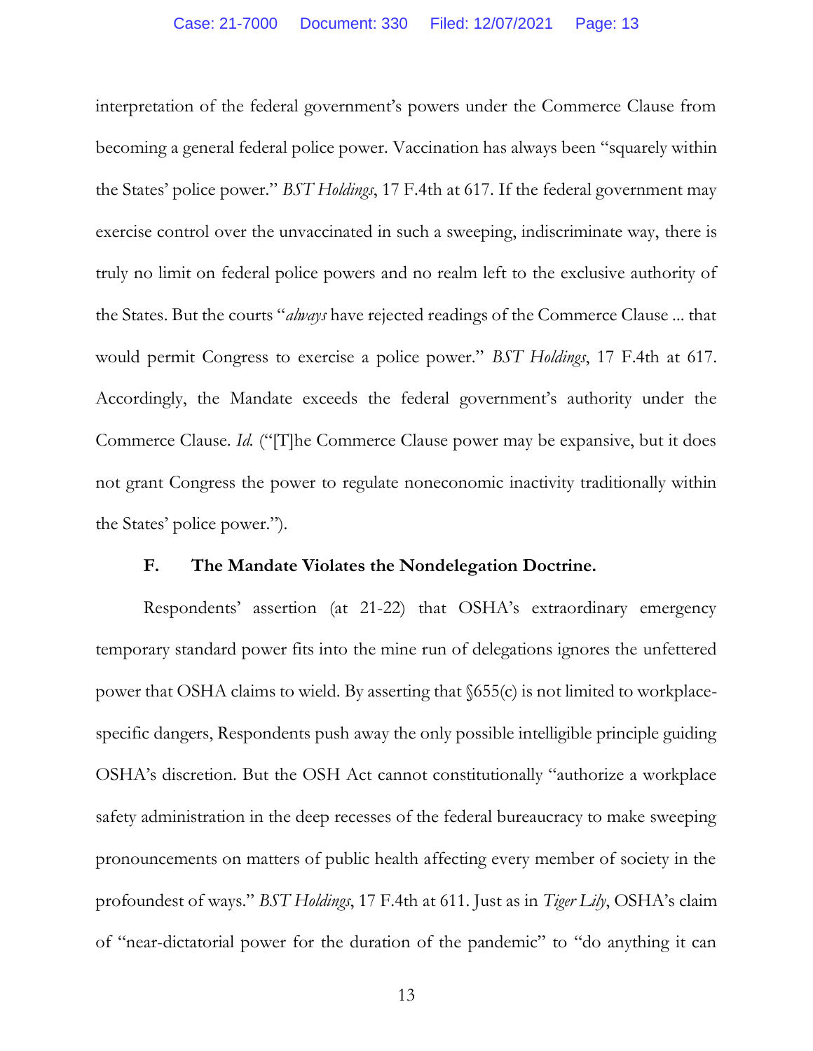interpretation of the federal government's powers under the Commerce Clause from becoming a general federal police power. Vaccination has always been "squarely within the States' police power." *BST Holdings*, 17 F.4th at 617. If the federal government may exercise control over the unvaccinated in such a sweeping, indiscriminate way, there is truly no limit on federal police powers and no realm left to the exclusive authority of the States. But the courts "*always* have rejected readings of the Commerce Clause ... that would permit Congress to exercise a police power." *BST Holdings*, 17 F.4th at 617. Accordingly, the Mandate exceeds the federal government's authority under the Commerce Clause. *Id.* ("[T]he Commerce Clause power may be expansive, but it does not grant Congress the power to regulate noneconomic inactivity traditionally within the States' police power.").

### F. The Mandate Violates the Nondelegation Doctrine.

Respondents' assertion (at 21-22) that OSHA's extraordinary emergency temporary standard power fits into the mine run of delegations ignores the unfettered power that OSHA claims to wield. By asserting that §655(c) is not limited to workplace-specific dangers, Respondents push away the only possible intelligible principle guiding OSHA's discretion. But the OSH Act cannot constitutionally "authorize a workplace safety administration in the deep recesses of the federal bureaucracy to make sweeping pronouncements on matters of public health affecting every member of society in the profoundest of ways." *BST Holdings*, 17 F.4th at 611. Just as in *Tiger Lily*, OSHA's claim of "near-dictatorial power for the duration of the pandemic" to "do anything it can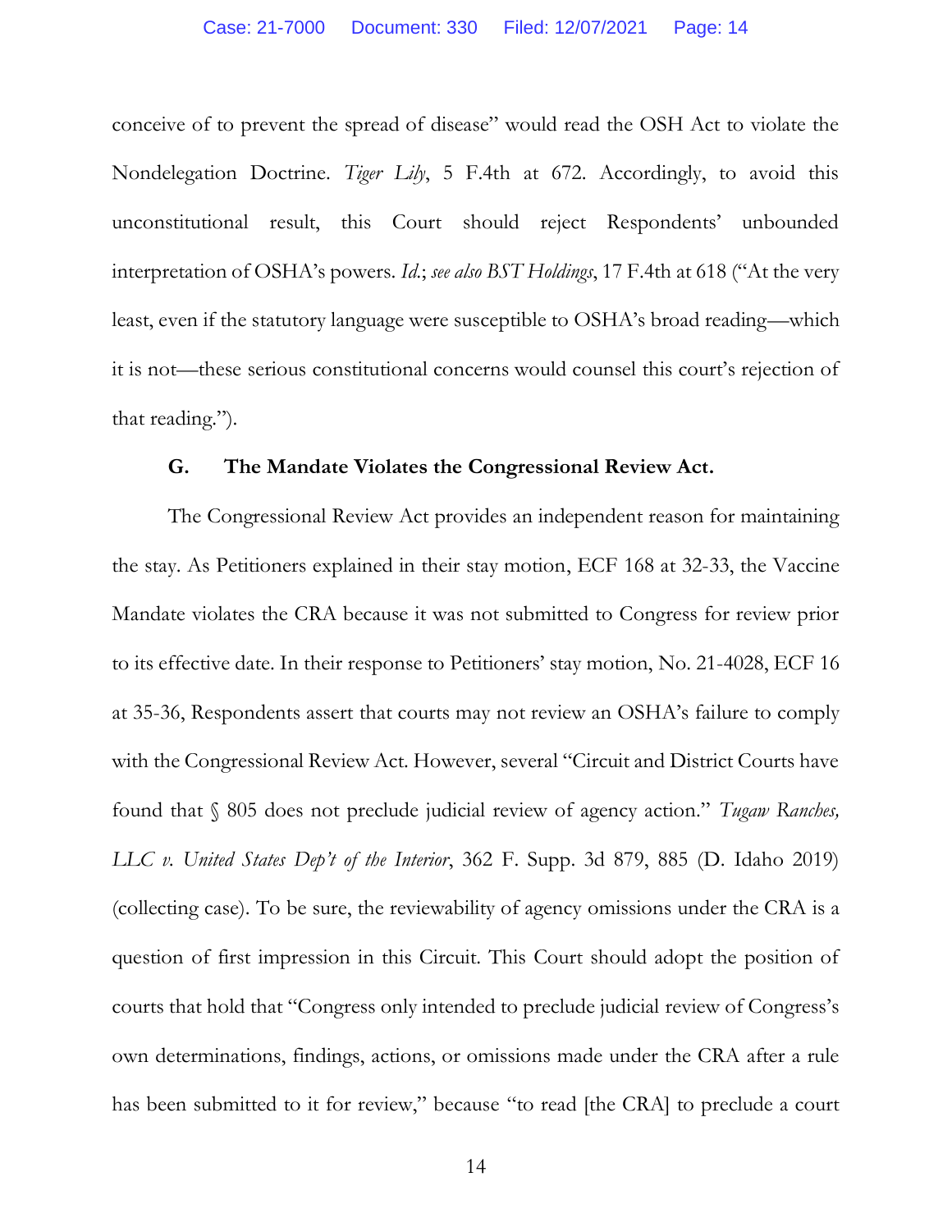conceive of to prevent the spread of disease" would read the OSH Act to violate the Nondelegation Doctrine. *Tiger Lily*, 5 F.4th at 672. Accordingly, to avoid this unconstitutional result, this Court should reject Respondents' unbounded interpretation of OSHA's powers. *Id.*; *see also BST Holdings*, 17 F.4th at 618 ("At the very least, even if the statutory language were susceptible to OSHA's broad reading—which it is not—these serious constitutional concerns would counsel this court's rejection of that reading.").

### G. The Mandate Violates the Congressional Review Act.

The Congressional Review Act provides an independent reason for maintaining the stay. As Petitioners explained in their stay motion, ECF 168 at 32-33, the Vaccine Mandate violates the CRA because it was not submitted to Congress for review prior to its effective date. In their response to Petitioners' stay motion, No. 21-4028, ECF 16 at 35-36, Respondents assert that courts may not review an OSHA's failure to comply with the Congressional Review Act. However, several "Circuit and District Courts have found that § 805 does not preclude judicial review of agency action." *Tugaw Ranches, LLC v. United States Dep't of the Interior*, 362 F. Supp. 3d 879, 885 (D. Idaho 2019) (collecting case). To be sure, the reviewability of agency omissions under the CRA is a question of first impression in this Circuit. This Court should adopt the position of courts that hold that "Congress only intended to preclude judicial review of Congress's own determinations, findings, actions, or omissions made under the CRA after a rule has been submitted to it for review," because "to read [the CRA] to preclude a court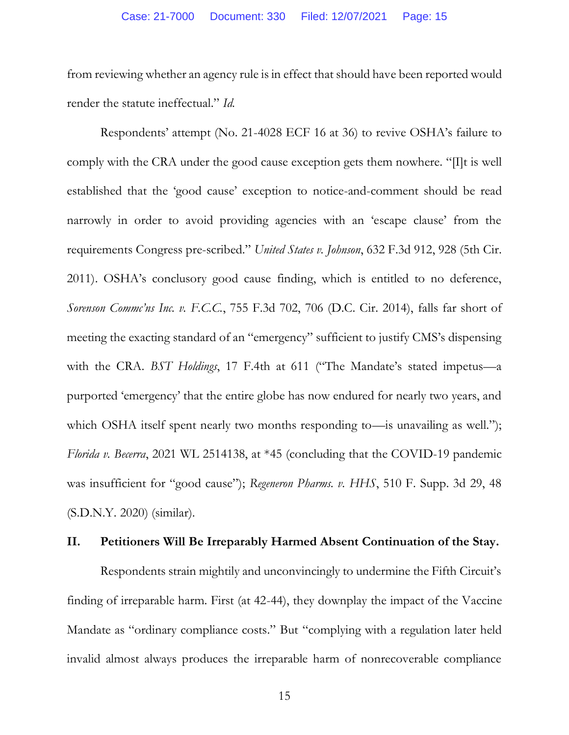from reviewing whether an agency rule is in effect that should have been reported would render the statute ineffectual." *Id.*

Respondents' attempt (No. 21-4028 ECF 16 at 36) to revive OSHA's failure to comply with the CRA under the good cause exception gets them nowhere. "[I]t is well established that the 'good cause' exception to notice-and-comment should be read narrowly in order to avoid providing agencies with an 'escape clause' from the requirements Congress pre-scribed." *United States v. Johnson*, 632 F.3d 912, 928 (5th Cir. 2011). OSHA's conclusory good cause finding, which is entitled to no deference, *Sorenson Commc'ns Inc. v. F.C.C.*, 755 F.3d 702, 706 (D.C. Cir. 2014), falls far short of meeting the exacting standard of an "emergency" sufficient to justify CMS's dispensing with the CRA. *BST Holdings*, 17 F.4th at 611 ("The Mandate's stated impetus—a purported 'emergency' that the entire globe has now endured for nearly two years, and which OSHA itself spent nearly two months responding to—is unavailing as well."); *Florida v. Becerra*, 2021 WL 2514138, at *45 (concluding that the COVID-19 pandemic was insufficient for "good cause"); *Regeneron Pharms. v. HHS*, 510 F. Supp. 3d 29, 48 (S.D.N.Y. 2020) (similar).

## II. Petitioners Will Be Irreparably Harmed Absent Continuation of the Stay.

Respondents strain mightily and unconvincingly to undermine the Fifth Circuit's finding of irreparable harm. First (at 42-44), they downplay the impact of the Vaccine Mandate as "ordinary compliance costs." But "complying with a regulation later held invalid almost always produces the irreparable harm of nonrecoverable compliance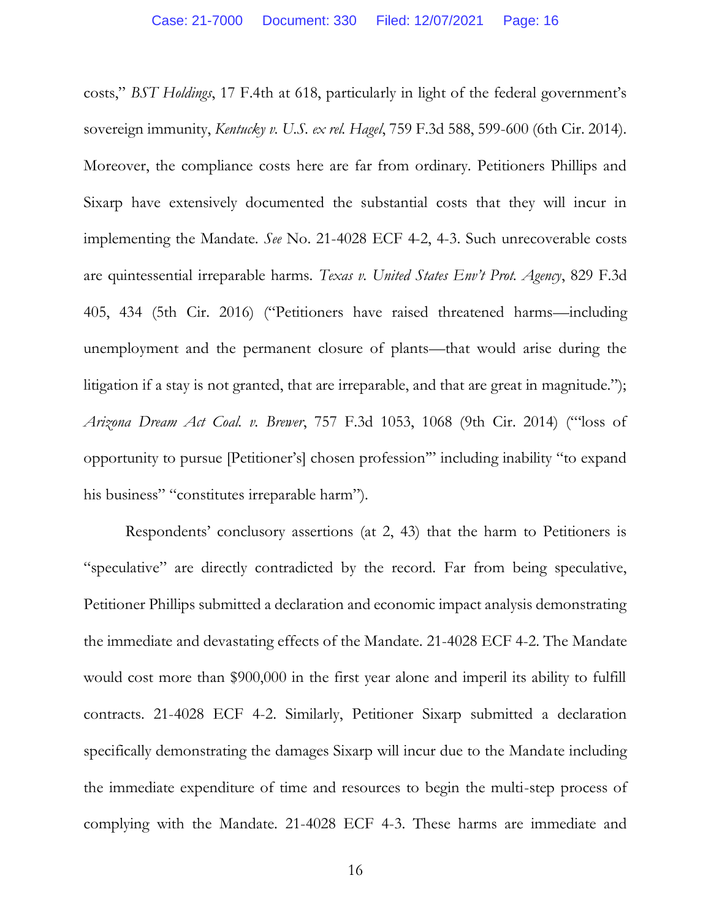costs," *BST Holdings*, 17 F.4th at 618, particularly in light of the federal government's sovereign immunity, *Kentucky v. U.S. ex rel. Hagel*, 759 F.3d 588, 599-600 (6th Cir. 2014). Moreover, the compliance costs here are far from ordinary. Petitioners Phillips and Sixarp have extensively documented the substantial costs that they will incur in implementing the Mandate. *See* No. 21-4028 ECF 4-2, 4-3. Such unrecoverable costs are quintessential irreparable harms. *Texas v. United States Env't Prot. Agency*, 829 F.3d 405, 434 (5th Cir. 2016) ("Petitioners have raised threatened harms—including unemployment and the permanent closure of plants—that would arise during the litigation if a stay is not granted, that are irreparable, and that are great in magnitude."); *Arizona Dream Act Coal. v. Brewer*, 757 F.3d 1053, 1068 (9th Cir. 2014) ("'loss of opportunity to pursue [Petitioner's] chosen profession'" including inability "to expand his business" "constitutes irreparable harm").

Respondents' conclusory assertions (at 2, 43) that the harm to Petitioners is "speculative" are directly contradicted by the record. Far from being speculative, Petitioner Phillips submitted a declaration and economic impact analysis demonstrating the immediate and devastating effects of the Mandate. 21-4028 ECF 4-2. The Mandate would cost more than $900,000 in the first year alone and imperil its ability to fulfill contracts. 21-4028 ECF 4-2. Similarly, Petitioner Sixarp submitted a declaration specifically demonstrating the damages Sixarp will incur due to the Mandate including the immediate expenditure of time and resources to begin the multi-step process of complying with the Mandate. 21-4028 ECF 4-3. These harms are immediate and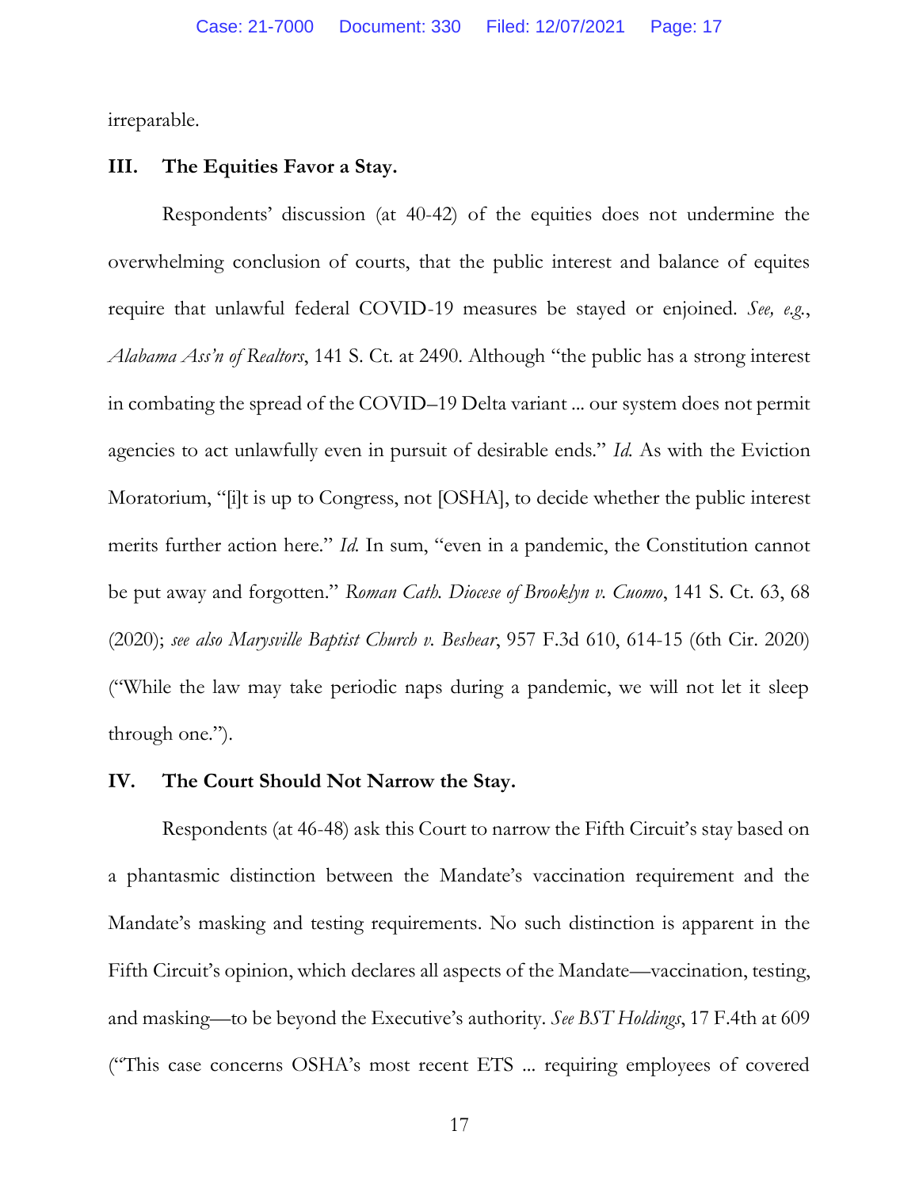irreparable.

## III. The Equities Favor a Stay.

Respondents' discussion (at 40-42) of the equities does not undermine the overwhelming conclusion of courts, that the public interest and balance of equites require that unlawful federal COVID-19 measures be stayed or enjoined. *See, e.g.*, *Alabama Ass'n of Realtors*, 141 S. Ct. at 2490. Although "the public has a strong interest in combating the spread of the COVID–19 Delta variant ... our system does not permit agencies to act unlawfully even in pursuit of desirable ends." *Id.* As with the Eviction Moratorium, "[i]t is up to Congress, not [OSHA], to decide whether the public interest merits further action here." *Id.* In sum, "even in a pandemic, the Constitution cannot be put away and forgotten." *Roman Cath. Diocese of Brooklyn v. Cuomo*, 141 S. Ct. 63, 68 (2020); *see also Marysville Baptist Church v. Beshear*, 957 F.3d 610, 614-15 (6th Cir. 2020) ("While the law may take periodic naps during a pandemic, we will not let it sleep through one.").

## IV. The Court Should Not Narrow the Stay.

Respondents (at 46-48) ask this Court to narrow the Fifth Circuit's stay based on a phantasmic distinction between the Mandate's vaccination requirement and the Mandate's masking and testing requirements. No such distinction is apparent in the Fifth Circuit's opinion, which declares all aspects of the Mandate—vaccination, testing, and masking—to be beyond the Executive's authority. *See BST Holdings*, 17 F.4th at 609 ("This case concerns OSHA's most recent ETS ... requiring employees of covered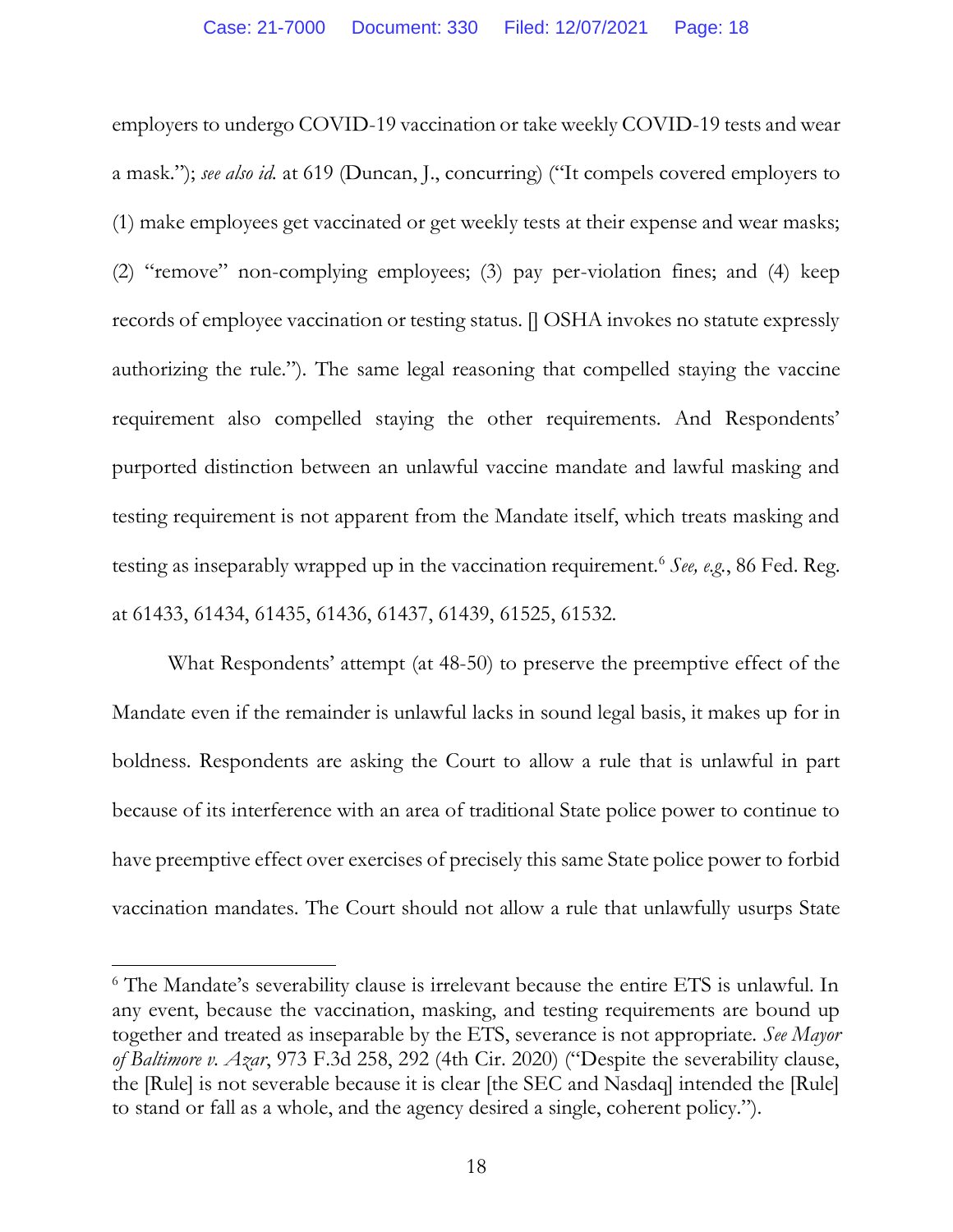employers to undergo COVID-19 vaccination or take weekly COVID-19 tests and wear a mask."); *see also id.* at 619 (Duncan, J., concurring) ("It compels covered employers to (1) make employees get vaccinated or get weekly tests at their expense and wear masks; (2) "remove" non-complying employees; (3) pay per-violation fines; and (4) keep records of employee vaccination or testing status. [] OSHA invokes no statute expressly authorizing the rule."). The same legal reasoning that compelled staying the vaccine requirement also compelled staying the other requirements. And Respondents' purported distinction between an unlawful vaccine mandate and lawful masking and testing requirement is not apparent from the Mandate itself, which treats masking and testing as inseparably wrapped up in the vaccination requirement.[6] *See, e.g.*, 86 Fed. Reg. at 61433, 61434, 61435, 61436, 61437, 61439, 61525, 61532.

What Respondents' attempt (at 48-50) to preserve the preemptive effect of the Mandate even if the remainder is unlawful lacks in sound legal basis, it makes up for in boldness. Respondents are asking the Court to allow a rule that is unlawful in part because of its interference with an area of traditional State police power to continue to have preemptive effect over exercises of precisely this same State police power to forbid vaccination mandates. The Court should not allow a rule that unlawfully usurps State

[6] The Mandate's severability clause is irrelevant because the entire ETS is unlawful. In any event, because the vaccination, masking, and testing requirements are bound up together and treated as inseparable by the ETS, severance is not appropriate. *See Mayor of Baltimore v. Azar*, 973 F.3d 258, 292 (4th Cir. 2020) ("Despite the severability clause, the [Rule] is not severable because it is clear [the SEC and Nasdaq] intended the [Rule] to stand or fall as a whole, and the agency desired a single, coherent policy.").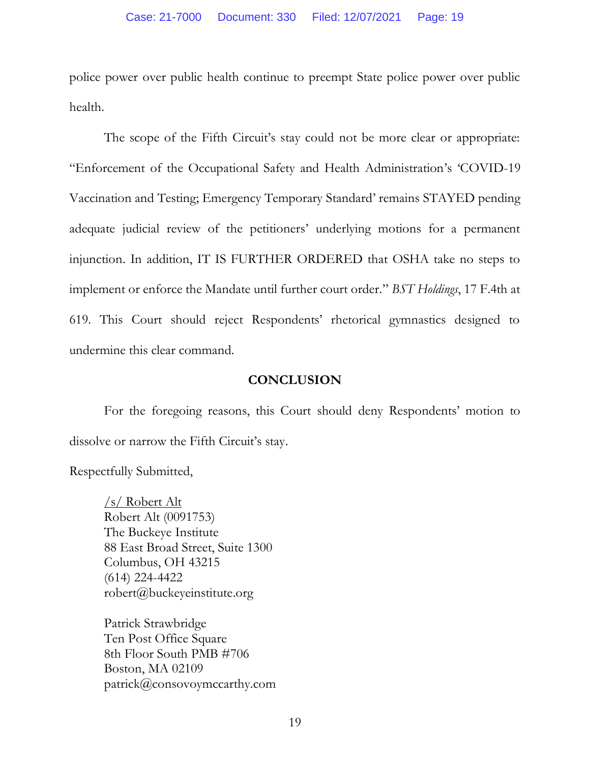police power over public health continue to preempt State police power over public health.

The scope of the Fifth Circuit's stay could not be more clear or appropriate: "Enforcement of the Occupational Safety and Health Administration's 'COVID-19 Vaccination and Testing; Emergency Temporary Standard' remains STAYED pending adequate judicial review of the petitioners' underlying motions for a permanent injunction. In addition, IT IS FURTHER ORDERED that OSHA take no steps to implement or enforce the Mandate until further court order." *BST Holdings*, 17 F.4th at 619. This Court should reject Respondents' rhetorical gymnastics designed to undermine this clear command.

## CONCLUSION

For the foregoing reasons, this Court should deny Respondents' motion to dissolve or narrow the Fifth Circuit's stay.

Respectfully Submitted,

/s/ Robert Alt
Robert Alt (0091753)
The Buckeye Institute
88 East Broad Street, Suite 1300
Columbus, OH 43215
(614) 224-4422
robert@buckeyeinstitute.org

Patrick Strawbridge
Ten Post Office Square
8th Floor South PMB #706
Boston, MA 02109
patrick@consovoymccarthy.com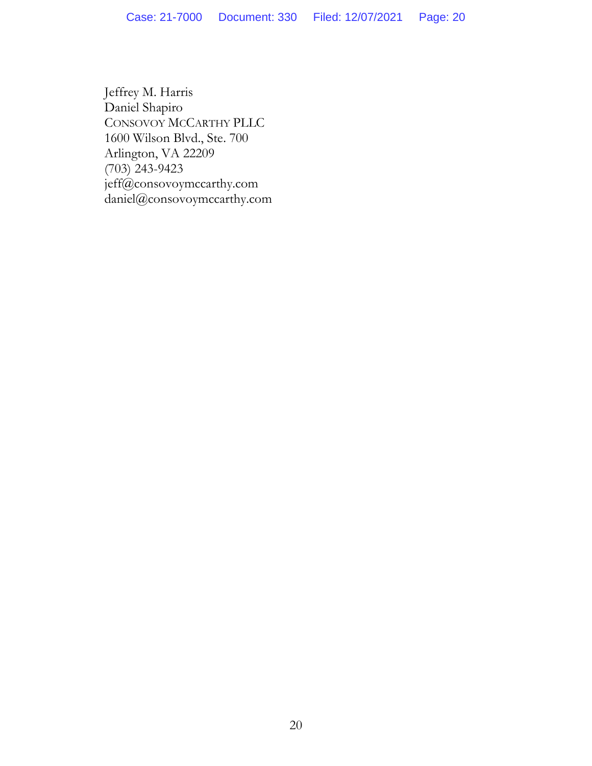Jeffrey M. Harris
Daniel Shapiro
CONSOVOY MCCARTHY PLLC
1600 Wilson Blvd., Ste. 700
Arlington, VA 22209
(703) 243-9423
jeff@consovoymccarthy.com
daniel@consovoymccarthy.com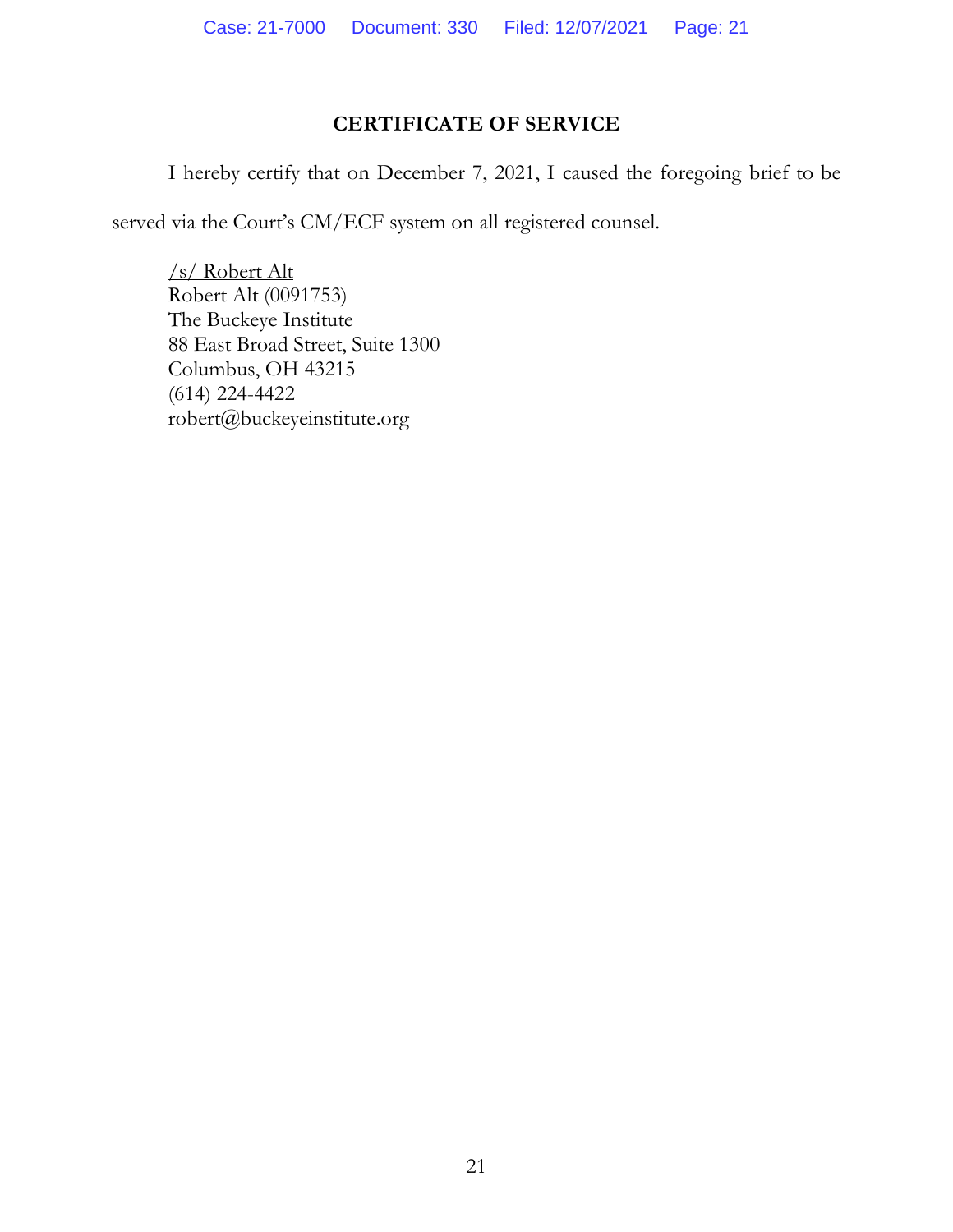## CERTIFICATE OF SERVICE

I hereby certify that on December 7, 2021, I caused the foregoing brief to be served via the Court's CM/ECF system on all registered counsel.

/s/ Robert Alt
Robert Alt (0091753)
The Buckeye Institute
88 East Broad Street, Suite 1300
Columbus, OH 43215
(614) 224-4422
robert@buckeyeinstitute.org